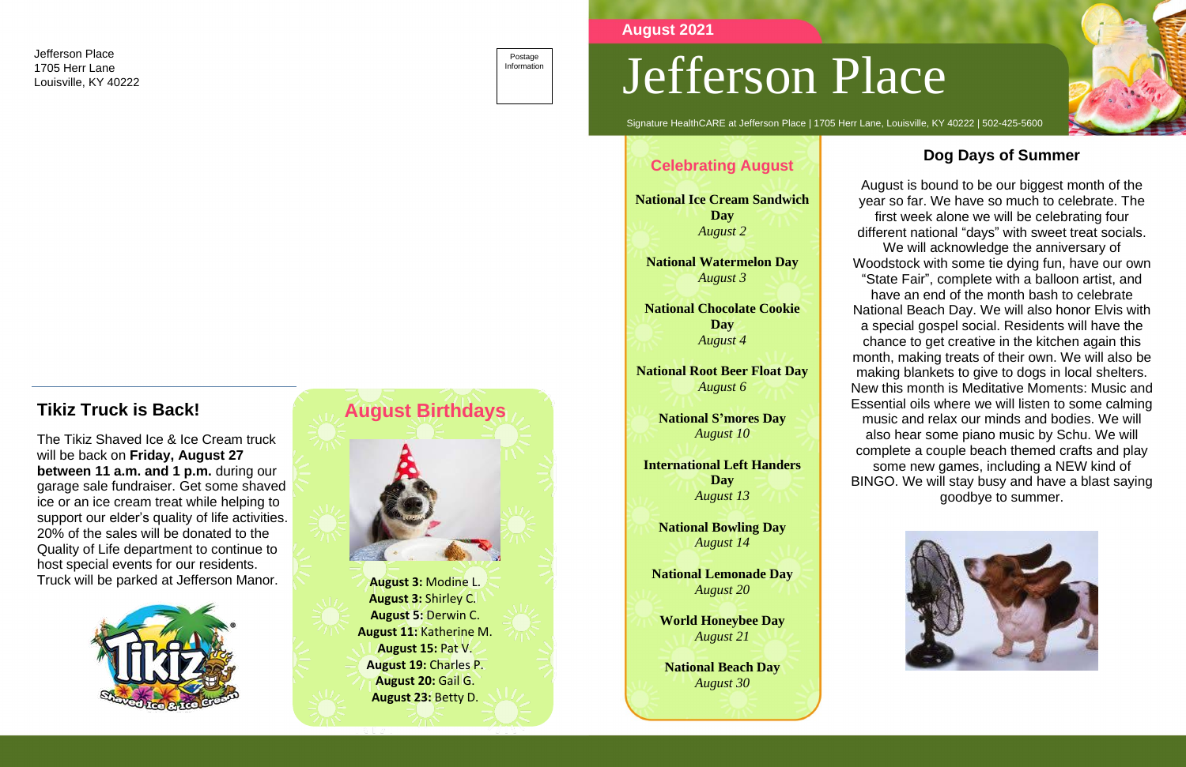Jefferson Place
1705 Herr Lane
Louisville, KY 40222

Postage Information

## Tikiz Truck is Back!

The Tikiz Shaved Ice & Ice Cream truck will be back on **Friday, August 27 between 11 a.m. and 1 p.m.** during our garage sale fundraiser. Get some shaved ice or an ice cream treat while helping to support our elder's quality of life activities. 20% of the sales will be donated to the Quality of Life department to continue to host special events for our residents. Truck will be parked at Jefferson Manor.

## August Birthdays

**August 3:** Modine L.
**August 3:** Shirley C.
**August 5:** Derwin C.
**August 11:** Katherine M.
**August 15:** Pat V.
**August 19:** Charles P.
**August 20:** Gail G.
**August 23:** Betty D.

August 2021

# Jefferson Place

Signature HealthCARE at Jefferson Place | 1705 Herr Lane, Louisville, KY 40222 | 502-425-5600

## Celebrating August

**National Ice Cream Sandwich Day**
*August 2*

**National Watermelon Day**
*August 3*

**National Chocolate Cookie Day**
*August 4*

**National Root Beer Float Day**
*August 6*

**National S'mores Day**
*August 10*

**International Left Handers Day**
*August 13*

**National Bowling Day**
*August 14*

**National Lemonade Day**
*August 20*

**World Honeybee Day**
*August 21*

**National Beach Day**
*August 30*

## Dog Days of Summer

August is bound to be our biggest month of the year so far. We have so much to celebrate. The first week alone we will be celebrating four different national "days" with sweet treat socials. We will acknowledge the anniversary of Woodstock with some tie dying fun, have our own "State Fair", complete with a balloon artist, and have an end of the month bash to celebrate National Beach Day. We will also honor Elvis with a special gospel social. Residents will have the chance to get creative in the kitchen again this month, making treats of their own. We will also be making blankets to give to dogs in local shelters. New this month is Meditative Moments: Music and Essential oils where we will listen to some calming music and relax our minds and bodies. We will also hear some piano music by Schu. We will complete a couple beach themed crafts and play some new games, including a NEW kind of BINGO. We will stay busy and have a blast saying goodbye to summer.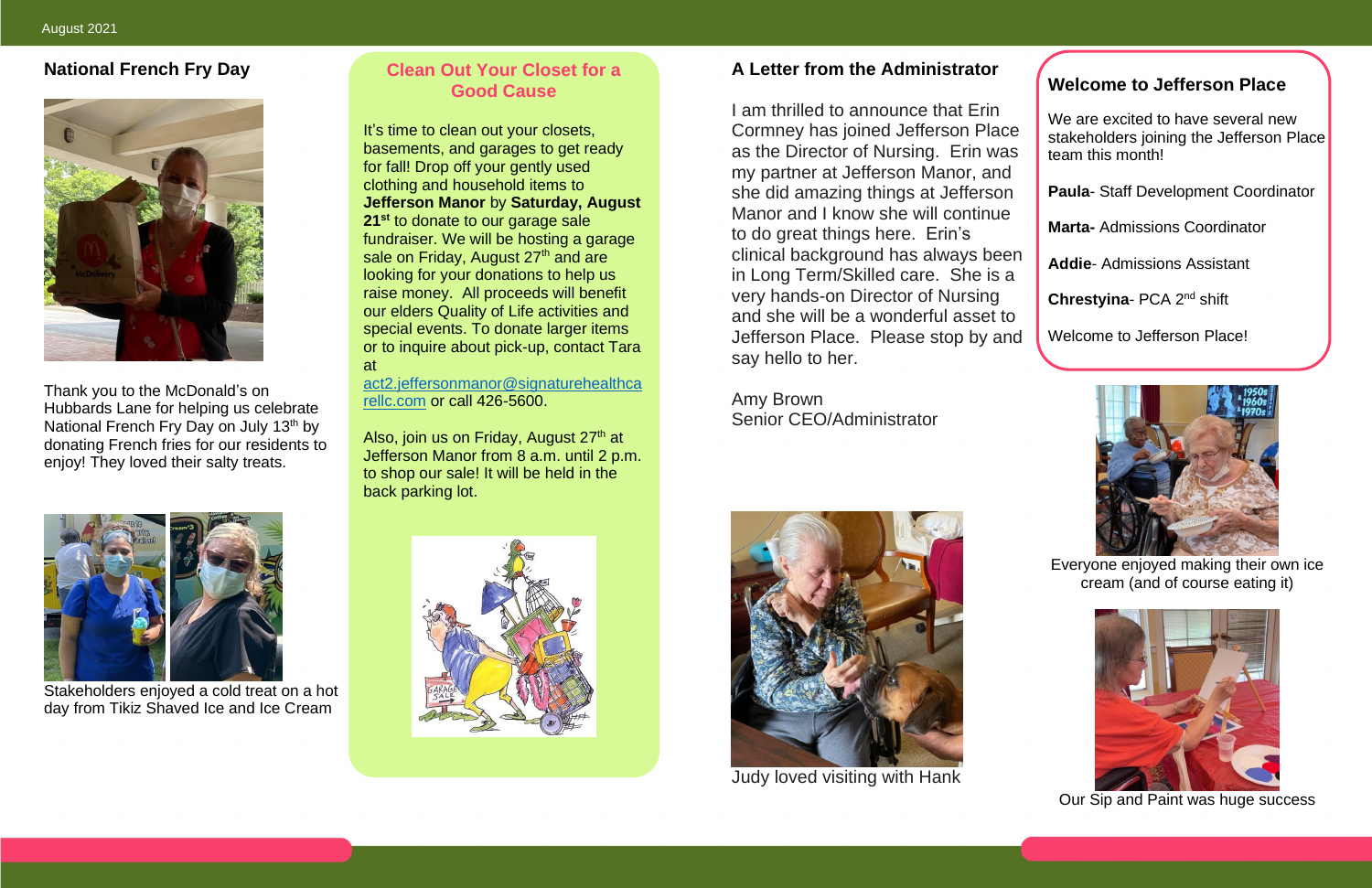## National French Fry Day

Thank you to the McDonald's on Hubbards Lane for helping us celebrate National French Fry Day on July 13th by donating French fries for our residents to enjoy! They loved their salty treats.

Stakeholders enjoyed a cold treat on a hot day from Tikiz Shaved Ice and Ice Cream

## Clean Out Your Closet for a Good Cause

It's time to clean out your closets, basements, and garages to get ready for fall! Drop off your gently used clothing and household items to **Jefferson Manor** by **Saturday, August 21st** to donate to our garage sale fundraiser. We will be hosting a garage sale on Friday, August 27th and are looking for your donations to help us raise money. All proceeds will benefit our elders Quality of Life activities and special events. To donate larger items or to inquire about pick-up, contact Tara at act2.jeffersonmanor@signaturehealthcarellc.com or call 426-5600.

Also, join us on Friday, August 27th at Jefferson Manor from 8 a.m. until 2 p.m. to shop our sale! It will be held in the back parking lot.

## A Letter from the Administrator

I am thrilled to announce that Erin Cormney has joined Jefferson Place as the Director of Nursing. Erin was my partner at Jefferson Manor, and she did amazing things at Jefferson Manor and I know she will continue to do great things here. Erin's clinical background has always been in Long Term/Skilled care. She is a very hands-on Director of Nursing and she will be a wonderful asset to Jefferson Place. Please stop by and say hello to her.

Amy Brown
Senior CEO/Administrator

Judy loved visiting with Hank

## Welcome to Jefferson Place

We are excited to have several new stakeholders joining the Jefferson Place team this month!

**Paula**- Staff Development Coordinator

**Marta-** Admissions Coordinator

**Addie**- Admissions Assistant

**Chrestyina**- PCA 2nd shift

Welcome to Jefferson Place!

Everyone enjoyed making their own ice cream (and of course eating it)

Our Sip and Paint was huge success